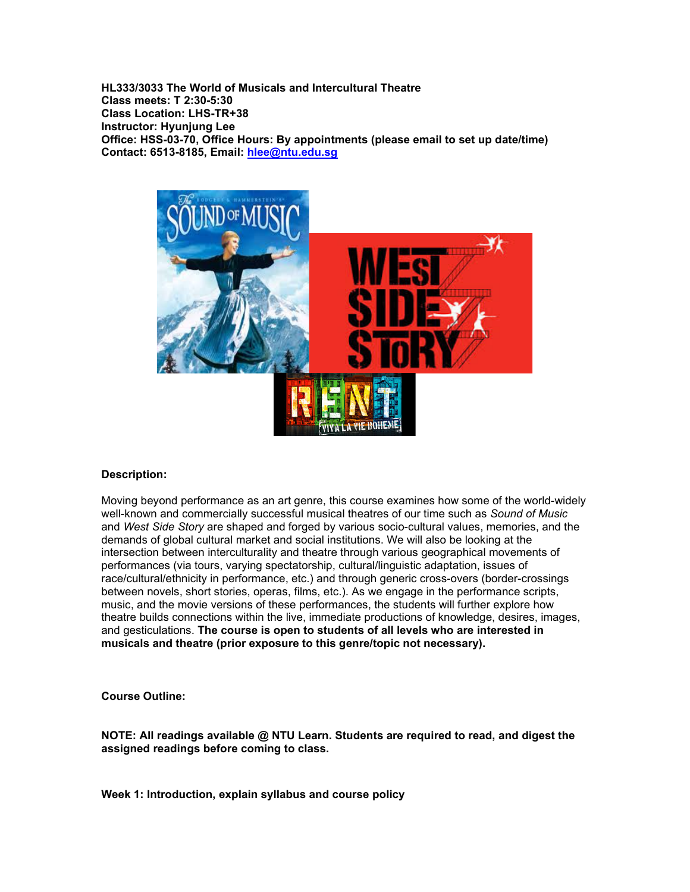**HL333/3033 The World of Musicals and Intercultural Theatre**
**Class meets: T 2:30-5:30**
**Class Location: LHS-TR+38**
**Instructor: Hyunjung Lee**
**Office: HSS-03-70, Office Hours: By appointments (please email to set up date/time)**
**Contact: 6513-8185, Email: hlee@ntu.edu.sg**

**Description:**

Moving beyond performance as an art genre, this course examines how some of the world-widely well-known and commercially successful musical theatres of our time such as *Sound of Music* and *West Side Story* are shaped and forged by various socio-cultural values, memories, and the demands of global cultural market and social institutions. We will also be looking at the intersection between interculturality and theatre through various geographical movements of performances (via tours, varying spectatorship, cultural/linguistic adaptation, issues of race/cultural/ethnicity in performance, etc.) and through generic cross-overs (border-crossings between novels, short stories, operas, films, etc.). As we engage in the performance scripts, music, and the movie versions of these performances, the students will further explore how theatre builds connections within the live, immediate productions of knowledge, desires, images, and gesticulations. **The course is open to students of all levels who are interested in musicals and theatre (prior exposure to this genre/topic not necessary).**

**Course Outline:**

**NOTE: All readings available @ NTU Learn. Students are required to read, and digest the assigned readings before coming to class.**

**Week 1: Introduction, explain syllabus and course policy**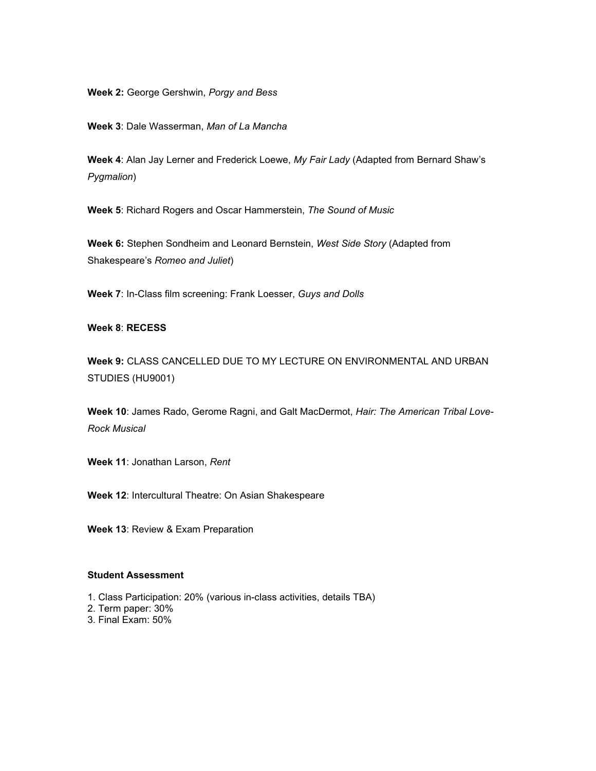**Week 2:** George Gershwin, *Porgy and Bess*

**Week 3**: Dale Wasserman, *Man of La Mancha*

**Week 4**: Alan Jay Lerner and Frederick Loewe, *My Fair Lady* (Adapted from Bernard Shaw's *Pygmalion*)

**Week 5**: Richard Rogers and Oscar Hammerstein, *The Sound of Music*

**Week 6:** Stephen Sondheim and Leonard Bernstein, *West Side Story* (Adapted from Shakespeare's *Romeo and Juliet*)

**Week 7**: In-Class film screening: Frank Loesser, *Guys and Dolls*

**Week 8**: **RECESS**

**Week 9:** CLASS CANCELLED DUE TO MY LECTURE ON ENVIRONMENTAL AND URBAN STUDIES (HU9001)

**Week 10**: James Rado, Gerome Ragni, and Galt MacDermot, *Hair: The American Tribal Love-Rock Musical*

**Week 11**: Jonathan Larson, *Rent*

**Week 12**: Intercultural Theatre: On Asian Shakespeare

**Week 13**: Review & Exam Preparation

**Student Assessment**

1. Class Participation: 20% (various in-class activities, details TBA)
2. Term paper: 30%
3. Final Exam: 50%